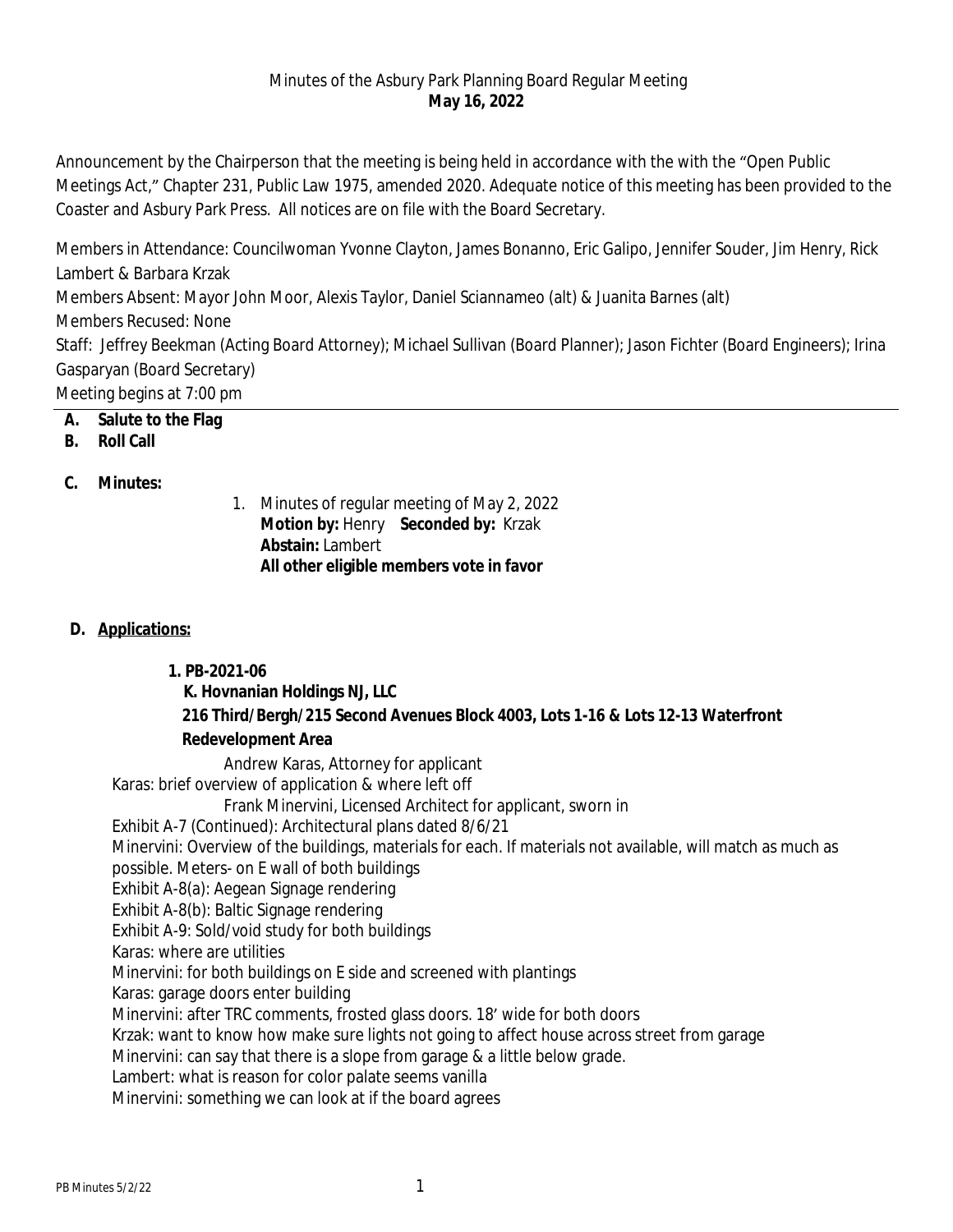Minutes of the Asbury Park Planning Board Regular Meeting
**May 16, 2022**

Announcement by the Chairperson that the meeting is being held in accordance with the with the "Open Public Meetings Act," Chapter 231, Public Law 1975, amended 2020. Adequate notice of this meeting has been provided to the Coaster and Asbury Park Press. All notices are on file with the Board Secretary.

Members in Attendance: Councilwoman Yvonne Clayton, James Bonanno, Eric Galipo, Jennifer Souder, Jim Henry, Rick Lambert & Barbara Krzak
Members Absent: Mayor John Moor, Alexis Taylor, Daniel Sciannameo (alt) & Juanita Barnes (alt)
Members Recused: None
Staff: Jeffrey Beekman (Acting Board Attorney); Michael Sullivan (Board Planner); Jason Fichter (Board Engineers); Irina Gasparyan (Board Secretary)
Meeting begins at 7:00 pm

**A. Salute to the Flag**
**B. Roll Call**

**C. Minutes:**

1. Minutes of regular meeting of May 2, 2022
   **Motion by:** Henry **Seconded by:** Krzak
   **Abstain:** Lambert
   **All other eligible members vote in favor**

**D. Applications:**

**1. PB-2021-06**
**K. Hovnanian Holdings NJ, LLC**
**216 Third/Bergh/215 Second Avenues Block 4003, Lots 1-16 & Lots 12-13 Waterfront Redevelopment Area**

Andrew Karas, Attorney for applicant
Karas: brief overview of application & where left off
Frank Minervini, Licensed Architect for applicant, sworn in
Exhibit A-7 (Continued): Architectural plans dated 8/6/21
Minervini: Overview of the buildings, materials for each. If materials not available, will match as much as possible. Meters- on E wall of both buildings
Exhibit A-8(a): Aegean Signage rendering
Exhibit A-8(b): Baltic Signage rendering
Exhibit A-9: Sold/void study for both buildings
Karas: where are utilities
Minervini: for both buildings on E side and screened with plantings
Karas: garage doors enter building
Minervini: after TRC comments, frosted glass doors. 18' wide for both doors
Krzak: want to know how make sure lights not going to affect house across street from garage
Minervini: can say that there is a slope from garage & a little below grade.
Lambert: what is reason for color palate seems vanilla
Minervini: something we can look at if the board agrees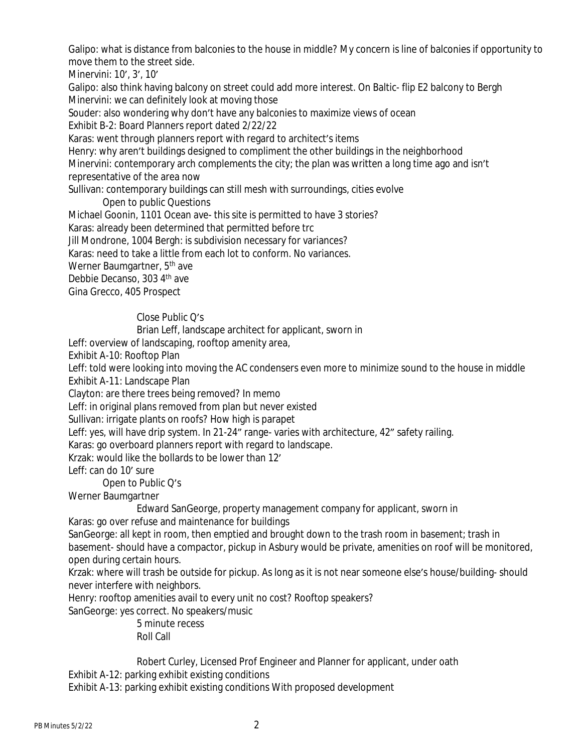Galipo: what is distance from balconies to the house in middle? My concern is line of balconies if opportunity to move them to the street side.

Minervini: 10', 3', 10'

Galipo: also think having balcony on street could add more interest. On Baltic- flip E2 balcony to Bergh

Minervini: we can definitely look at moving those

Souder: also wondering why don't have any balconies to maximize views of ocean

Exhibit B-2: Board Planners report dated 2/22/22

Karas: went through planners report with regard to architect's items

Henry: why aren't buildings designed to compliment the other buildings in the neighborhood

Minervini: contemporary arch complements the city; the plan was written a long time ago and isn't representative of the area now

Sullivan: contemporary buildings can still mesh with surroundings, cities evolve

Open to public Questions

Michael Goonin, 1101 Ocean ave- this site is permitted to have 3 stories?

Karas: already been determined that permitted before trc

Jill Mondrone, 1004 Bergh: is subdivision necessary for variances?

Karas: need to take a little from each lot to conform. No variances.

Werner Baumgartner, 5th ave

Debbie Decanso, 303 4th ave

Gina Grecco, 405 Prospect

Close Public Q's

Brian Leff, landscape architect for applicant, sworn in

Leff: overview of landscaping, rooftop amenity area,

Exhibit A-10: Rooftop Plan

Leff: told were looking into moving the AC condensers even more to minimize sound to the house in middle

Exhibit A-11: Landscape Plan

Clayton: are there trees being removed? In memo

Leff: in original plans removed from plan but never existed

Sullivan: irrigate plants on roofs? How high is parapet

Leff: yes, will have drip system. In 21-24" range- varies with architecture, 42" safety railing.

Karas: go overboard planners report with regard to landscape.

Krzak: would like the bollards to be lower than 12'

Leff: can do 10' sure

Open to Public Q's

Werner Baumgartner

Edward SanGeorge, property management company for applicant, sworn in

Karas: go over refuse and maintenance for buildings

SanGeorge: all kept in room, then emptied and brought down to the trash room in basement; trash in basement- should have a compactor, pickup in Asbury would be private, amenities on roof will be monitored, open during certain hours.

Krzak: where will trash be outside for pickup. As long as it is not near someone else's house/building- should never interfere with neighbors.

Henry: rooftop amenities avail to every unit no cost? Rooftop speakers?

SanGeorge: yes correct. No speakers/music

5 minute recess

Roll Call

Robert Curley, Licensed Prof Engineer and Planner for applicant, under oath

Exhibit A-12: parking exhibit existing conditions

Exhibit A-13: parking exhibit existing conditions With proposed development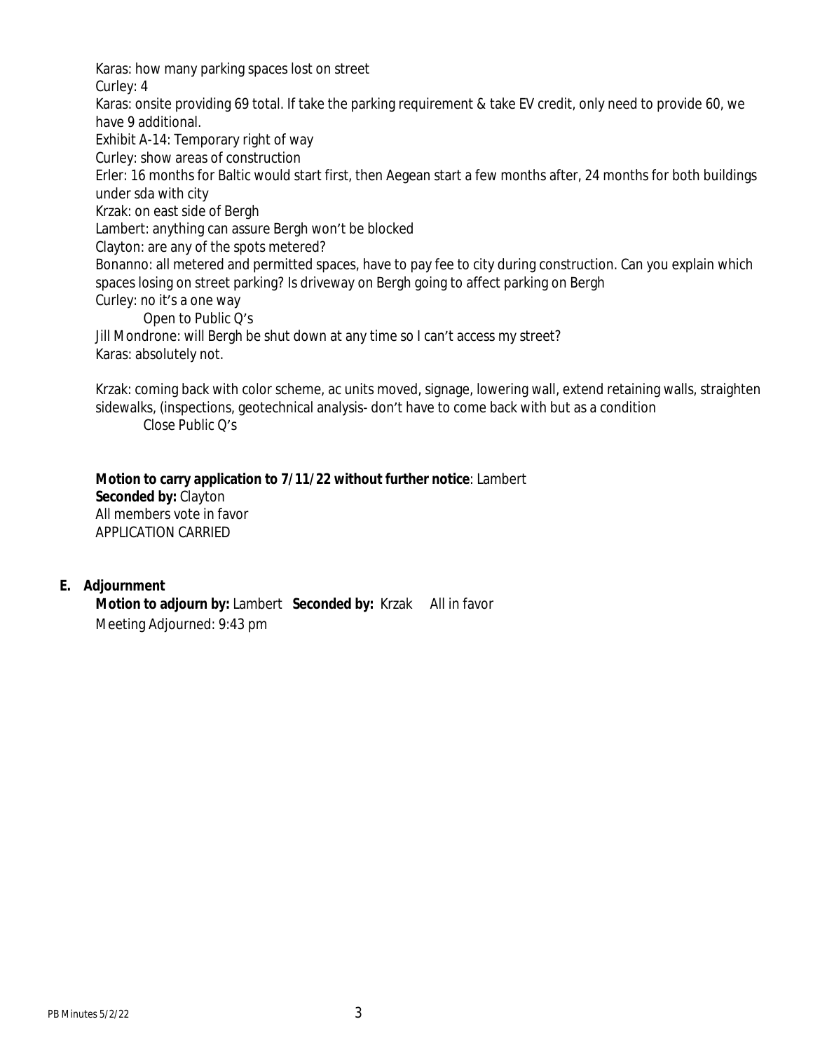Karas: how many parking spaces lost on street

Curley: 4

Karas: onsite providing 69 total. If take the parking requirement & take EV credit, only need to provide 60, we have 9 additional.

Exhibit A-14: Temporary right of way

Curley: show areas of construction

Erler: 16 months for Baltic would start first, then Aegean start a few months after, 24 months for both buildings under sda with city

Krzak: on east side of Bergh

Lambert: anything can assure Bergh won't be blocked

Clayton: are any of the spots metered?

Bonanno: all metered and permitted spaces, have to pay fee to city during construction. Can you explain which spaces losing on street parking? Is driveway on Bergh going to affect parking on Bergh

Curley: no it's a one way

Open to Public Q's

Jill Mondrone: will Bergh be shut down at any time so I can't access my street?

Karas: absolutely not.

Krzak: coming back with color scheme, ac units moved, signage, lowering wall, extend retaining walls, straighten sidewalks, (inspections, geotechnical analysis- don't have to come back with but as a condition

Close Public Q's

**Motion to carry application to 7/11/22 without further notice**: Lambert
**Seconded by:** Clayton
All members vote in favor
APPLICATION CARRIED

**E. Adjournment**

**Motion to adjourn by:** Lambert **Seconded by:** Krzak All in favor
Meeting Adjourned: 9:43 pm